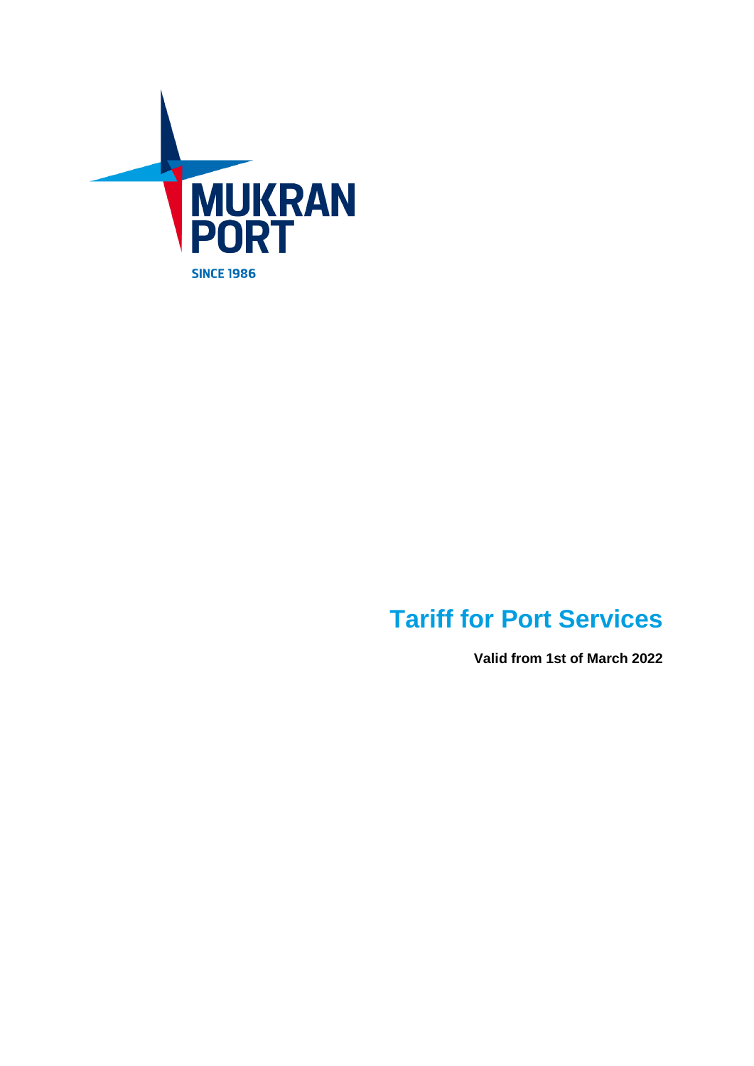MUKRAN PORT

SINCE 1986

# Tariff for Port Services

**Valid from 1st of March 2022**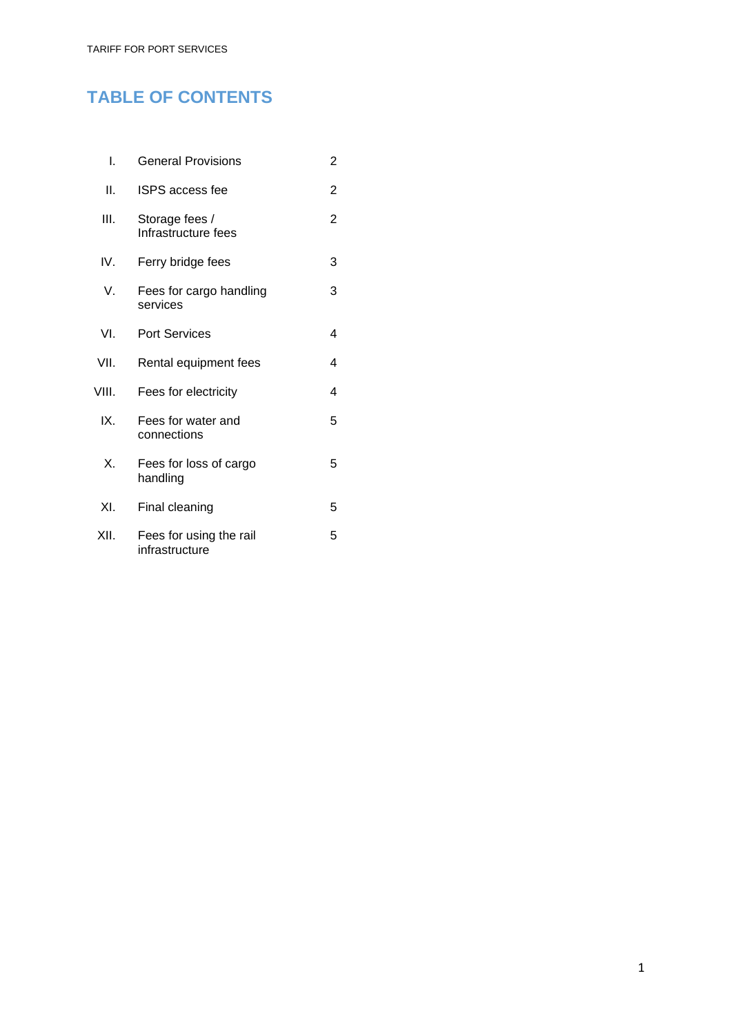# TABLE OF CONTENTS

| | | |
|---|---|---|
| I. | General Provisions | 2 |
| II. | ISPS access fee | 2 |
| III. | Storage fees / Infrastructure fees | 2 |
| IV. | Ferry bridge fees | 3 |
| V. | Fees for cargo handling services | 3 |
| VI. | Port Services | 4 |
| VII. | Rental equipment fees | 4 |
| VIII. | Fees for electricity | 4 |
| IX. | Fees for water and connections | 5 |
| X. | Fees for loss of cargo handling | 5 |
| XI. | Final cleaning | 5 |
| XII. | Fees for using the rail infrastructure | 5 |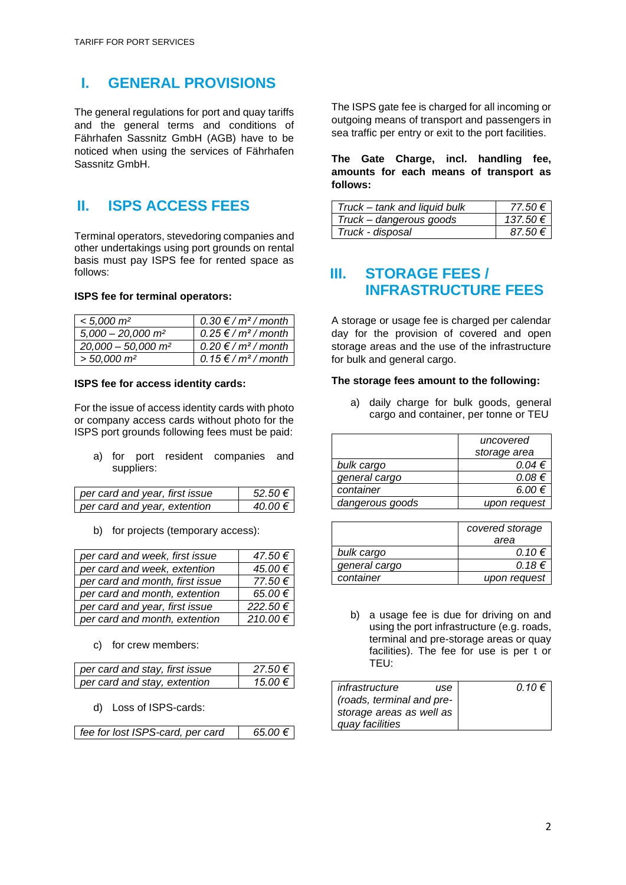# I. GENERAL PROVISIONS

The general regulations for port and quay tariffs and the general terms and conditions of Fährhafen Sassnitz GmbH (AGB) have to be noticed when using the services of Fährhafen Sassnitz GmbH.

# II. ISPS ACCESS FEES

Terminal operators, stevedoring companies and other undertakings using port grounds on rental basis must pay ISPS fee for rented space as follows:

**ISPS fee for terminal operators:**

| | |
|---|---|
| *< 5,000 m²* | *0.30 € / m² / month* |
| *5,000 – 20,000 m²* | *0.25 € / m² / month* |
| *20,000 – 50,000 m²* | *0.20 € / m² / month* |
| *> 50,000 m²* | *0.15 € / m² / month* |

**ISPS fee for access identity cards:**

For the issue of access identity cards with photo or company access cards without photo for the ISPS port grounds following fees must be paid:

a) for port resident companies and suppliers:

| | |
|---|---|
| *per card and year, first issue* | *52.50 €* |
| *per card and year, extention* | *40.00 €* |

b) for projects (temporary access):

| | |
|---|---|
| *per card and week, first issue* | *47.50 €* |
| *per card and week, extention* | *45.00 €* |
| *per card and month, first issue* | *77.50 €* |
| *per card and month, extention* | *65.00 €* |
| *per card and year, first issue* | *222.50 €* |
| *per card and month, extention* | *210.00 €* |

c) for crew members:

| | |
|---|---|
| *per card and stay, first issue* | *27.50 €* |
| *per card and stay, extention* | *15.00 €* |

d) Loss of ISPS-cards:

| | |
|---|---|
| *fee for lost ISPS-card, per card* | *65.00 €* |

The ISPS gate fee is charged for all incoming or outgoing means of transport and passengers in sea traffic per entry or exit to the port facilities.

**The Gate Charge, incl. handling fee, amounts for each means of transport as follows:**

| | |
|---|---|
| *Truck – tank and liquid bulk* | *77.50 €* |
| *Truck – dangerous goods* | *137.50 €* |
| *Truck - disposal* | *87.50 €* |

# III. STORAGE FEES / INFRASTRUCTURE FEES

A storage or usage fee is charged per calendar day for the provision of covered and open storage areas and the use of the infrastructure for bulk and general cargo.

**The storage fees amount to the following:**

a) daily charge for bulk goods, general cargo and container, per tonne or TEU

| | *uncovered storage area* |
|---|---|
| *bulk cargo* | *0.04 €* |
| *general cargo* | *0.08 €* |
| *container* | *6.00 €* |
| *dangerous goods* | *upon request* |

| | *covered storage area* |
|---|---|
| *bulk cargo* | *0.10 €* |
| *general cargo* | *0.18 €* |
| *container* | *upon request* |

b) a usage fee is due for driving on and using the port infrastructure (e.g. roads, terminal and pre-storage areas or quay facilities). The fee for use is per t or TEU:

| | |
|---|---|
| *infrastructure use (roads, terminal and pre-storage areas as well as quay facilities* | *0.10 €* |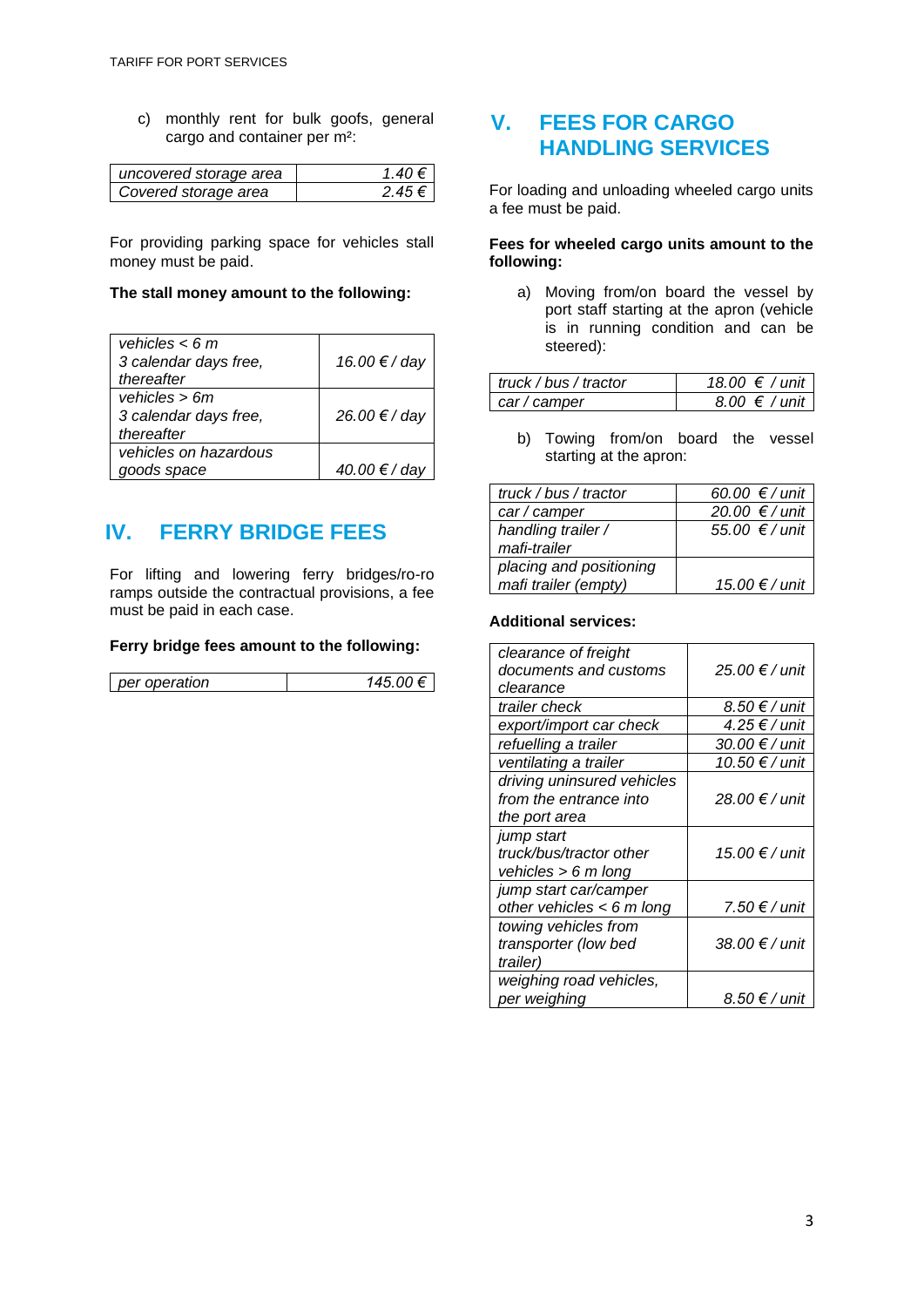c) monthly rent for bulk goofs, general cargo and container per m²:

| | |
|---|---|
| *uncovered storage area* | *1.40 €* |
| *Covered storage area* | *2.45 €* |

For providing parking space for vehicles stall money must be paid.

**The stall money amount to the following:**

| | |
|---|---|
| *vehicles < 6 m 3 calendar days free, thereafter* | *16.00 € / day* |
| *vehicles > 6m 3 calendar days free, thereafter* | *26.00 € / day* |
| *vehicles on hazardous goods space* | *40.00 € / day* |

## IV. FERRY BRIDGE FEES

For lifting and lowering ferry bridges/ro-ro ramps outside the contractual provisions, a fee must be paid in each case.

**Ferry bridge fees amount to the following:**

| | |
|---|---|
| *per operation* | *145.00 €* |

## V. FEES FOR CARGO HANDLING SERVICES

For loading and unloading wheeled cargo units a fee must be paid.

**Fees for wheeled cargo units amount to the following:**

a) Moving from/on board the vessel by port staff starting at the apron (vehicle is in running condition and can be steered):

| | |
|---|---|
| *truck / bus / tractor* | *18.00 € / unit* |
| *car / camper* | *8.00 € / unit* |

b) Towing from/on board the vessel starting at the apron:

| | |
|---|---|
| *truck / bus / tractor* | *60.00 € / unit* |
| *car / camper* | *20.00 € / unit* |
| *handling trailer / mafi-trailer* | *55.00 € / unit* |
| *placing and positioning mafi trailer (empty)* | *15.00 € / unit* |

**Additional services:**

| | |
|---|---|
| *clearance of freight documents and customs clearance* | *25.00 € / unit* |
| *trailer check* | *8.50 € / unit* |
| *export/import car check* | *4.25 € / unit* |
| *refuelling a trailer* | *30.00 € / unit* |
| *ventilating a trailer* | *10.50 € / unit* |
| *driving uninsured vehicles from the entrance into the port area* | *28.00 € / unit* |
| *jump start truck/bus/tractor other vehicles > 6 m long* | *15.00 € / unit* |
| *jump start car/camper other vehicles < 6 m long* | *7.50 € / unit* |
| *towing vehicles from transporter (low bed trailer)* | *38.00 € / unit* |
| *weighing road vehicles, per weighing* | *8.50 € / unit* |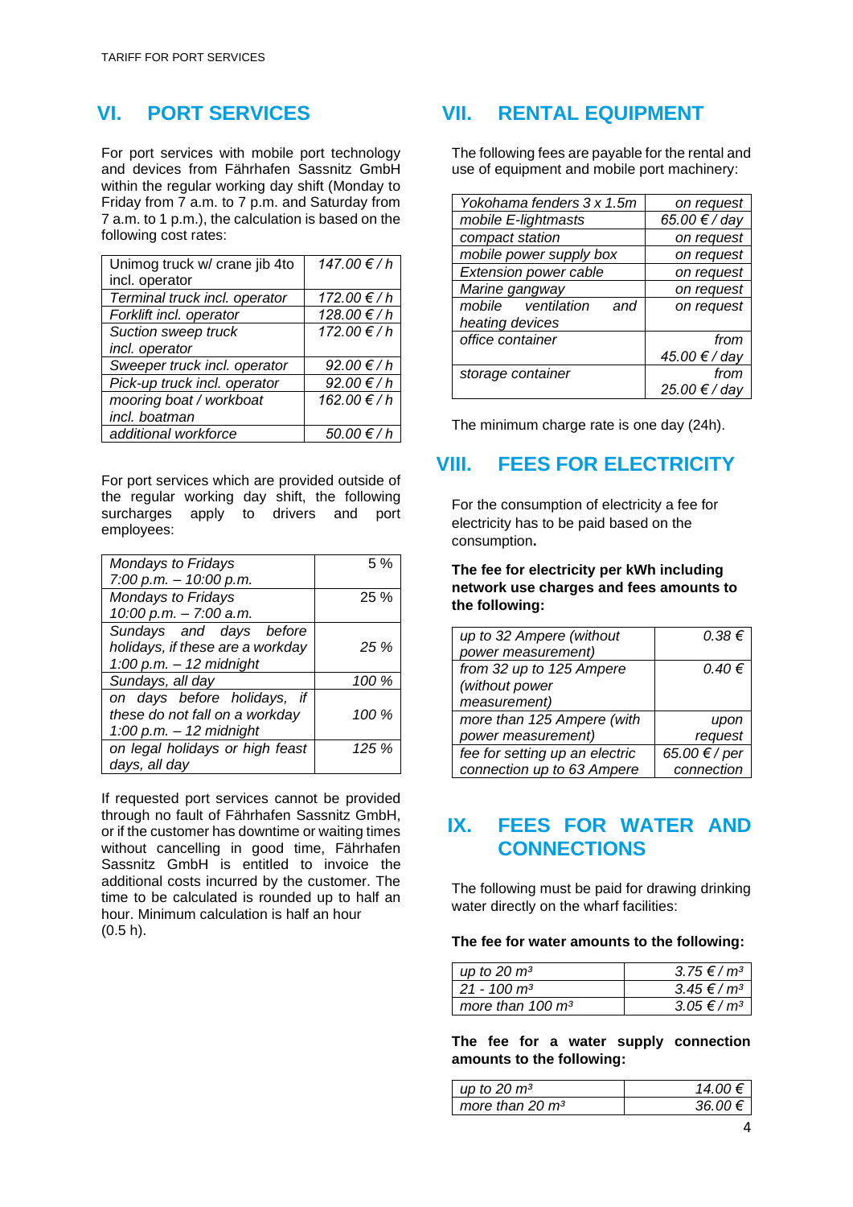## VI. PORT SERVICES

For port services with mobile port technology and devices from Fährhafen Sassnitz GmbH within the regular working day shift (Monday to Friday from 7 a.m. to 7 p.m. and Saturday from 7 a.m. to 1 p.m.), the calculation is based on the following cost rates:

| | |
|---|---|
| Unimog truck w/ crane jib 4to incl. operator | 147.00 € / h |
| *Terminal truck incl. operator* | *172.00 € / h* |
| *Forklift incl. operator* | *128.00 € / h* |
| *Suction sweep truck incl. operator* | *172.00 € / h* |
| *Sweeper truck incl. operator* | *92.00 € / h* |
| *Pick-up truck incl. operator* | *92.00 € / h* |
| *mooring boat / workboat incl. boatman* | *162.00 € / h* |
| *additional workforce* | *50.00 € / h* |

For port services which are provided outside of the regular working day shift, the following surcharges apply to drivers and port employees:

| | |
|---|---|
| *Mondays to Fridays 7:00 p.m. – 10:00 p.m.* | 5 % |
| *Mondays to Fridays 10:00 p.m. – 7:00 a.m.* | 25 % |
| *Sundays and days before holidays, if these are a workday 1:00 p.m. – 12 midnight* | *25 %* |
| *Sundays, all day* | *100 %* |
| *on days before holidays, if these do not fall on a workday 1:00 p.m. – 12 midnight* | *100 %* |
| *on legal holidays or high feast days, all day* | *125 %* |

If requested port services cannot be provided through no fault of Fährhafen Sassnitz GmbH, or if the customer has downtime or waiting times without cancelling in good time, Fährhafen Sassnitz GmbH is entitled to invoice the additional costs incurred by the customer. The time to be calculated is rounded up to half an hour. Minimum calculation is half an hour (0.5 h).

## VII. RENTAL EQUIPMENT

The following fees are payable for the rental and use of equipment and mobile port machinery:

| | |
|---|---|
| *Yokohama fenders 3 x 1.5m* | *on request* |
| *mobile E-lightmasts* | *65.00 € / day* |
| *compact station* | *on request* |
| *mobile power supply box* | *on request* |
| *Extension power cable* | *on request* |
| *Marine gangway* | *on request* |
| *mobile ventilation and heating devices* | *on request* |
| *office container* | *from 45.00 € / day* |
| *storage container* | *from 25.00 € / day* |

The minimum charge rate is one day (24h).

## VIII. FEES FOR ELECTRICITY

For the consumption of electricity a fee for electricity has to be paid based on the consumption.

**The fee for electricity per kWh including network use charges and fees amounts to the following:**

| | |
|---|---|
| *up to 32 Ampere (without power measurement)* | *0.38 €* |
| *from 32 up to 125 Ampere (without power measurement)* | *0.40 €* |
| *more than 125 Ampere (with power measurement)* | *upon request* |
| *fee for setting up an electric connection up to 63 Ampere* | *65.00 € / per connection* |

## IX. FEES FOR WATER AND CONNECTIONS

The following must be paid for drawing drinking water directly on the wharf facilities:

**The fee for water amounts to the following:**

| | |
|---|---|
| *up to 20 m³* | *3.75 € / m³* |
| *21 - 100 m³* | *3.45 € / m³* |
| *more than 100 m³* | *3.05 € / m³* |

**The fee for a water supply connection amounts to the following:**

| | |
|---|---|
| *up to 20 m³* | *14.00 €* |
| *more than 20 m³* | *36.00 €* |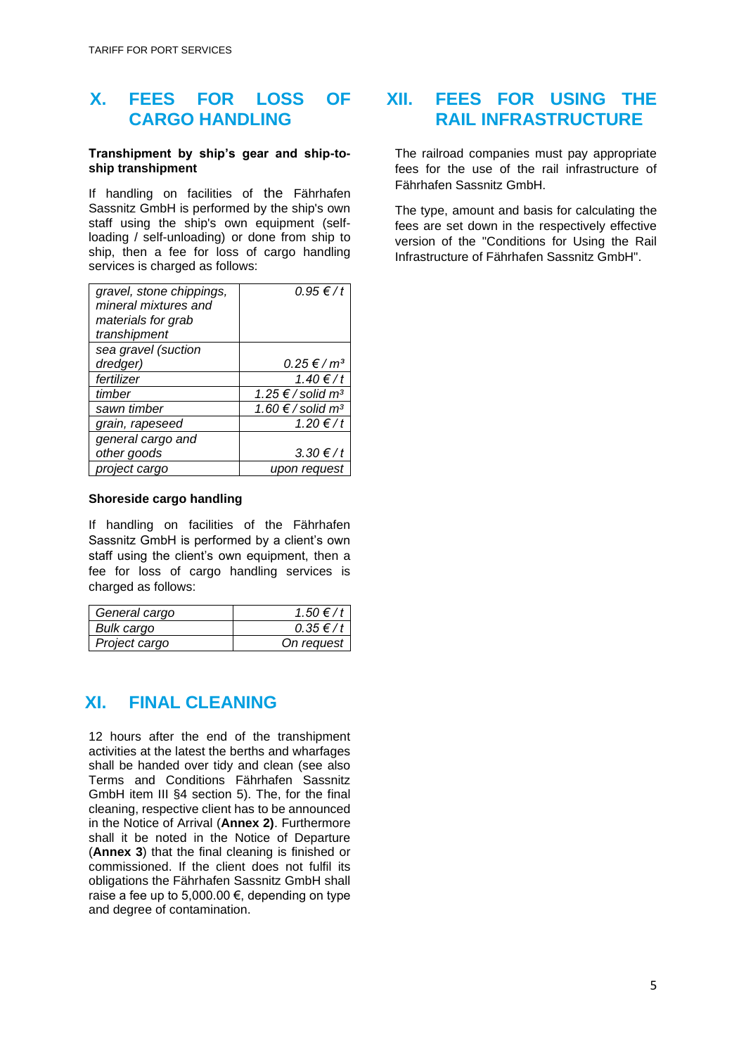## X. FEES FOR LOSS OF CARGO HANDLING

**Transhipment by ship's gear and ship-to-ship transhipment**

If handling on facilities of the Fährhafen Sassnitz GmbH is performed by the ship's own staff using the ship's own equipment (self-loading / self-unloading) or done from ship to ship, then a fee for loss of cargo handling services is charged as follows:

| | |
|---|---|
| *gravel, stone chippings, mineral mixtures and materials for grab transhipment* | *0.95 € / t* |
| *sea gravel (suction dredger)* | *0.25 € / m³* |
| *fertilizer* | *1.40 € / t* |
| *timber* | *1.25 € / solid m³* |
| *sawn timber* | *1.60 € / solid m³* |
| *grain, rapeseed* | *1.20 € / t* |
| *general cargo and other goods* | *3.30 € / t* |
| *project cargo* | *upon request* |

**Shoreside cargo handling**

If handling on facilities of the Fährhafen Sassnitz GmbH is performed by a client's own staff using the client's own equipment, then a fee for loss of cargo handling services is charged as follows:

| | |
|---|---|
| *General cargo* | *1.50 € / t* |
| *Bulk cargo* | *0.35 € / t* |
| *Project cargo* | *On request* |

## XI. FINAL CLEANING

12 hours after the end of the transhipment activities at the latest the berths and wharfages shall be handed over tidy and clean (see also Terms and Conditions Fährhafen Sassnitz GmbH item III §4 section 5). The, for the final cleaning, respective client has to be announced in the Notice of Arrival (**Annex 2)**. Furthermore shall it be noted in the Notice of Departure (**Annex 3**) that the final cleaning is finished or commissioned. If the client does not fulfil its obligations the Fährhafen Sassnitz GmbH shall raise a fee up to 5,000.00 €, depending on type and degree of contamination.

## XII. FEES FOR USING THE RAIL INFRASTRUCTURE

The railroad companies must pay appropriate fees for the use of the rail infrastructure of Fährhafen Sassnitz GmbH.

The type, amount and basis for calculating the fees are set down in the respectively effective version of the "Conditions for Using the Rail Infrastructure of Fährhafen Sassnitz GmbH".